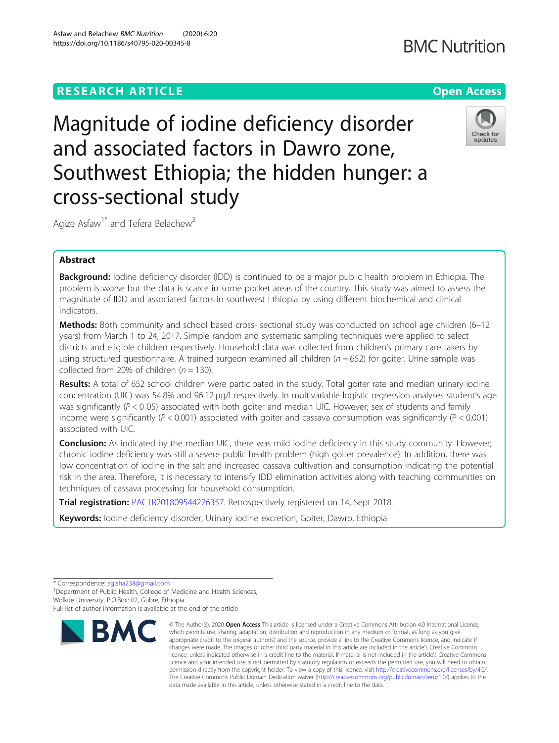RESEARCH ARTICLE

Open Access

# Magnitude of iodine deficiency disorder and associated factors in Dawro zone, Southwest Ethiopia; the hidden hunger: a cross-sectional study

Agize Asfaw[1*] and Tefera Belachew[2]

## Abstract

**Background:** Iodine deficiency disorder (IDD) is continued to be a major public health problem in Ethiopia. The problem is worse but the data is scarce in some pocket areas of the country. This study was aimed to assess the magnitude of IDD and associated factors in southwest Ethiopia by using different biochemical and clinical indicators.

**Methods:** Both community and school based cross- sectional study was conducted on school age children (6–12 years) from March 1 to 24, 2017. Simple random and systematic sampling techniques were applied to select districts and eligible children respectively. Household data was collected from children's primary care takers by using structured questionnaire. A trained surgeon examined all children ($n = 652$) for goiter. Urine sample was collected from 20% of children ($n = 130$).

**Results:** A total of 652 school children were participated in the study. Total goiter rate and median urinary iodine concentration (UIC) was 54.8% and 96.12 μg/l respectively. In multivariable logistic regression analyses student's age was significantly ($P < 0\ 05$) associated with both goiter and median UIC. However; sex of students and family income were significantly ($P < 0.001$) associated with goiter and cassava consumption was significantly ($P < 0.001$) associated with UIC.

**Conclusion:** As indicated by the median UIC, there was mild iodine deficiency in this study community. However; chronic iodine deficiency was still a severe public health problem (high goiter prevalence). In addition, there was low concentration of iodine in the salt and increased cassava cultivation and consumption indicating the potential risk in the area. Therefore, it is necessary to intensify IDD elimination activities along with teaching communities on techniques of cassava processing for household consumption.

**Trial registration:** PACTR201809544276357. Retrospectively registered on 14, Sept 2018.

**Keywords:** Iodine deficiency disorder, Urinary iodine excretion, Goiter, Dawro, Ethiopia

---

\* Correspondence: agisha238@gmail.com
[1]Department of Public Health, College of Medicine and Health Sciences, Wolkite University, P.O.Box: 07, Gubre, Ethiopia
Full list of author information is available at the end of the article

© The Author(s). 2020 **Open Access** This article is licensed under a Creative Commons Attribution 4.0 International License, which permits use, sharing, adaptation, distribution and reproduction in any medium or format, as long as you give appropriate credit to the original author(s) and the source, provide a link to the Creative Commons licence, and indicate if changes were made. The images or other third party material in this article are included in the article's Creative Commons licence, unless indicated otherwise in a credit line to the material. If material is not included in the article's Creative Commons licence and your intended use is not permitted by statutory regulation or exceeds the permitted use, you will need to obtain permission directly from the copyright holder. To view a copy of this licence, visit http://creativecommons.org/licenses/by/4.0/. The Creative Commons Public Domain Dedication waiver (http://creativecommons.org/publicdomain/zero/1.0/) applies to the data made available in this article, unless otherwise stated in a credit line to the data.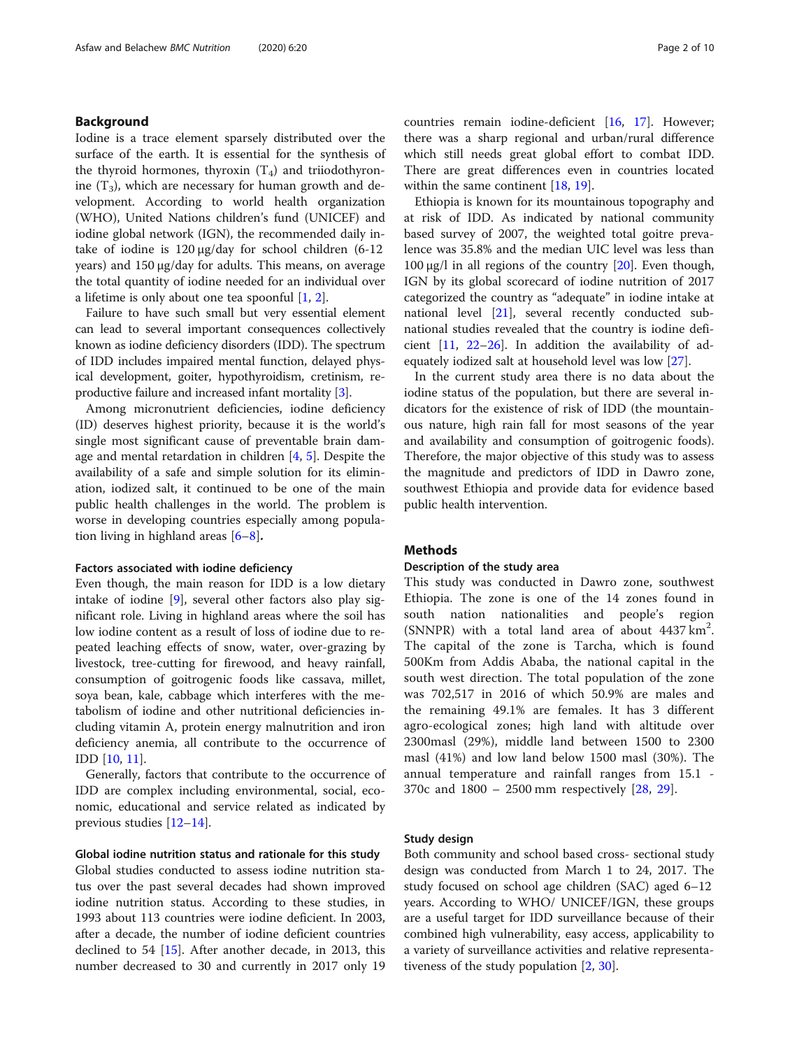## Background

Iodine is a trace element sparsely distributed over the surface of the earth. It is essential for the synthesis of the thyroid hormones, thyroxin ($T_4$) and triiodothyronine ($T_3$), which are necessary for human growth and development. According to world health organization (WHO), United Nations children's fund (UNICEF) and iodine global network (IGN), the recommended daily intake of iodine is 120 μg/day for school children (6-12 years) and 150 μg/day for adults. This means, on average the total quantity of iodine needed for an individual over a lifetime is only about one tea spoonful [1, 2].

Failure to have such small but very essential element can lead to several important consequences collectively known as iodine deficiency disorders (IDD). The spectrum of IDD includes impaired mental function, delayed physical development, goiter, hypothyroidism, cretinism, reproductive failure and increased infant mortality [3].

Among micronutrient deficiencies, iodine deficiency (ID) deserves highest priority, because it is the world's single most significant cause of preventable brain damage and mental retardation in children [4, 5]. Despite the availability of a safe and simple solution for its elimination, iodized salt, it continued to be one of the main public health challenges in the world. The problem is worse in developing countries especially among population living in highland areas [6–8].

### Factors associated with iodine deficiency

Even though, the main reason for IDD is a low dietary intake of iodine [9], several other factors also play significant role. Living in highland areas where the soil has low iodine content as a result of loss of iodine due to repeated leaching effects of snow, water, over-grazing by livestock, tree-cutting for firewood, and heavy rainfall, consumption of goitrogenic foods like cassava, millet, soya bean, kale, cabbage which interferes with the metabolism of iodine and other nutritional deficiencies including vitamin A, protein energy malnutrition and iron deficiency anemia, all contribute to the occurrence of IDD [10, 11].

Generally, factors that contribute to the occurrence of IDD are complex including environmental, social, economic, educational and service related as indicated by previous studies [12–14].

### Global iodine nutrition status and rationale for this study

Global studies conducted to assess iodine nutrition status over the past several decades had shown improved iodine nutrition status. According to these studies, in 1993 about 113 countries were iodine deficient. In 2003, after a decade, the number of iodine deficient countries declined to 54 [15]. After another decade, in 2013, this number decreased to 30 and currently in 2017 only 19 countries remain iodine-deficient [16, 17]. However; there was a sharp regional and urban/rural difference which still needs great global effort to combat IDD. There are great differences even in countries located within the same continent [18, 19].

Ethiopia is known for its mountainous topography and at risk of IDD. As indicated by national community based survey of 2007, the weighted total goitre prevalence was 35.8% and the median UIC level was less than 100 μg/l in all regions of the country [20]. Even though, IGN by its global scorecard of iodine nutrition of 2017 categorized the country as "adequate" in iodine intake at national level [21], several recently conducted sub-national studies revealed that the country is iodine deficient [11, 22–26]. In addition the availability of adequately iodized salt at household level was low [27].

In the current study area there is no data about the iodine status of the population, but there are several indicators for the existence of risk of IDD (the mountainous nature, high rain fall for most seasons of the year and availability and consumption of goitrogenic foods). Therefore, the major objective of this study was to assess the magnitude and predictors of IDD in Dawro zone, southwest Ethiopia and provide data for evidence based public health intervention.

## Methods

### Description of the study area

This study was conducted in Dawro zone, southwest Ethiopia. The zone is one of the 14 zones found in south nation nationalities and people's region (SNNPR) with a total land area of about 4437 $km^2$. The capital of the zone is Tarcha, which is found 500Km from Addis Ababa, the national capital in the south west direction. The total population of the zone was 702,517 in 2016 of which 50.9% are males and the remaining 49.1% are females. It has 3 different agro-ecological zones; high land with altitude over 2300masl (29%), middle land between 1500 to 2300 masl (41%) and low land below 1500 masl (30%). The annual temperature and rainfall ranges from 15.1 - 370c and 1800 – 2500 mm respectively [28, 29].

### Study design

Both community and school based cross- sectional study design was conducted from March 1 to 24, 2017. The study focused on school age children (SAC) aged 6–12 years. According to WHO/ UNICEF/IGN, these groups are a useful target for IDD surveillance because of their combined high vulnerability, easy access, applicability to a variety of surveillance activities and relative representativeness of the study population [2, 30].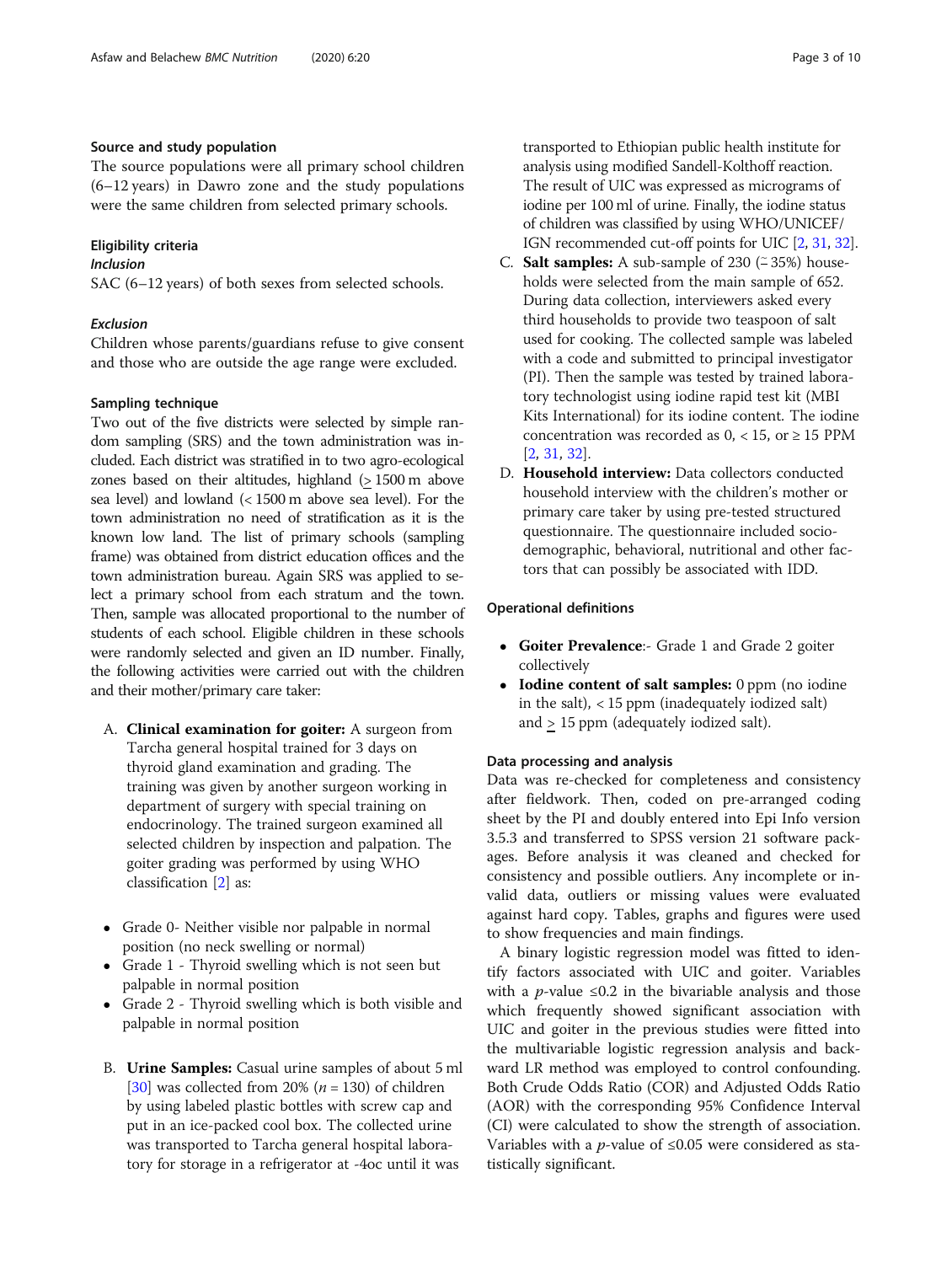### Source and study population

The source populations were all primary school children (6–12 years) in Dawro zone and the study populations were the same children from selected primary schools.

### Eligibility criteria

#### *Inclusion*

SAC (6–12 years) of both sexes from selected schools.

#### *Exclusion*

Children whose parents/guardians refuse to give consent and those who are outside the age range were excluded.

### Sampling technique

Two out of the five districts were selected by simple random sampling (SRS) and the town administration was included. Each district was stratified in to two agro-ecological zones based on their altitudes, highland (≥ 1500 m above sea level) and lowland (< 1500 m above sea level). For the town administration no need of stratification as it is the known low land. The list of primary schools (sampling frame) was obtained from district education offices and the town administration bureau. Again SRS was applied to select a primary school from each stratum and the town. Then, sample was allocated proportional to the number of students of each school. Eligible children in these schools were randomly selected and given an ID number. Finally, the following activities were carried out with the children and their mother/primary care taker:

A. **Clinical examination for goiter:** A surgeon from Tarcha general hospital trained for 3 days on thyroid gland examination and grading. The training was given by another surgeon working in department of surgery with special training on endocrinology. The trained surgeon examined all selected children by inspection and palpation. The goiter grading was performed by using WHO classification [2] as:

- Grade 0- Neither visible nor palpable in normal position (no neck swelling or normal)
- Grade 1 - Thyroid swelling which is not seen but palpable in normal position
- Grade 2 - Thyroid swelling which is both visible and palpable in normal position

B. **Urine Samples:** Casual urine samples of about 5 ml [30] was collected from 20% ($n$ = 130) of children by using labeled plastic bottles with screw cap and put in an ice-packed cool box. The collected urine was transported to Tarcha general hospital laboratory for storage in a refrigerator at -4oc until it was transported to Ethiopian public health institute for analysis using modified Sandell-Kolthoff reaction. The result of UIC was expressed as micrograms of iodine per 100 ml of urine. Finally, the iodine status of children was classified by using WHO/UNICEF/IGN recommended cut-off points for UIC [2, 31, 32].

C. **Salt samples:** A sub-sample of 230 (≈ 35%) households were selected from the main sample of 652. During data collection, interviewers asked every third households to provide two teaspoon of salt used for cooking. The collected sample was labeled with a code and submitted to principal investigator (PI). Then the sample was tested by trained laboratory technologist using iodine rapid test kit (MBI Kits International) for its iodine content. The iodine concentration was recorded as 0, < 15, or ≥ 15 PPM [2, 31, 32].

D. **Household interview:** Data collectors conducted household interview with the children's mother or primary care taker by using pre-tested structured questionnaire. The questionnaire included socio-demographic, behavioral, nutritional and other factors that can possibly be associated with IDD.

### Operational definitions

- **Goiter Prevalence**:- Grade 1 and Grade 2 goiter collectively
- **Iodine content of salt samples:** 0 ppm (no iodine in the salt), < 15 ppm (inadequately iodized salt) and ≥ 15 ppm (adequately iodized salt).

### Data processing and analysis

Data was re-checked for completeness and consistency after fieldwork. Then, coded on pre-arranged coding sheet by the PI and doubly entered into Epi Info version 3.5.3 and transferred to SPSS version 21 software packages. Before analysis it was cleaned and checked for consistency and possible outliers. Any incomplete or invalid data, outliers or missing values were evaluated against hard copy. Tables, graphs and figures were used to show frequencies and main findings.

A binary logistic regression model was fitted to identify factors associated with UIC and goiter. Variables with a $p$-value ≤0.2 in the bivariable analysis and those which frequently showed significant association with UIC and goiter in the previous studies were fitted into the multivariable logistic regression analysis and backward LR method was employed to control confounding. Both Crude Odds Ratio (COR) and Adjusted Odds Ratio (AOR) with the corresponding 95% Confidence Interval (CI) were calculated to show the strength of association. Variables with a $p$-value of ≤0.05 were considered as statistically significant.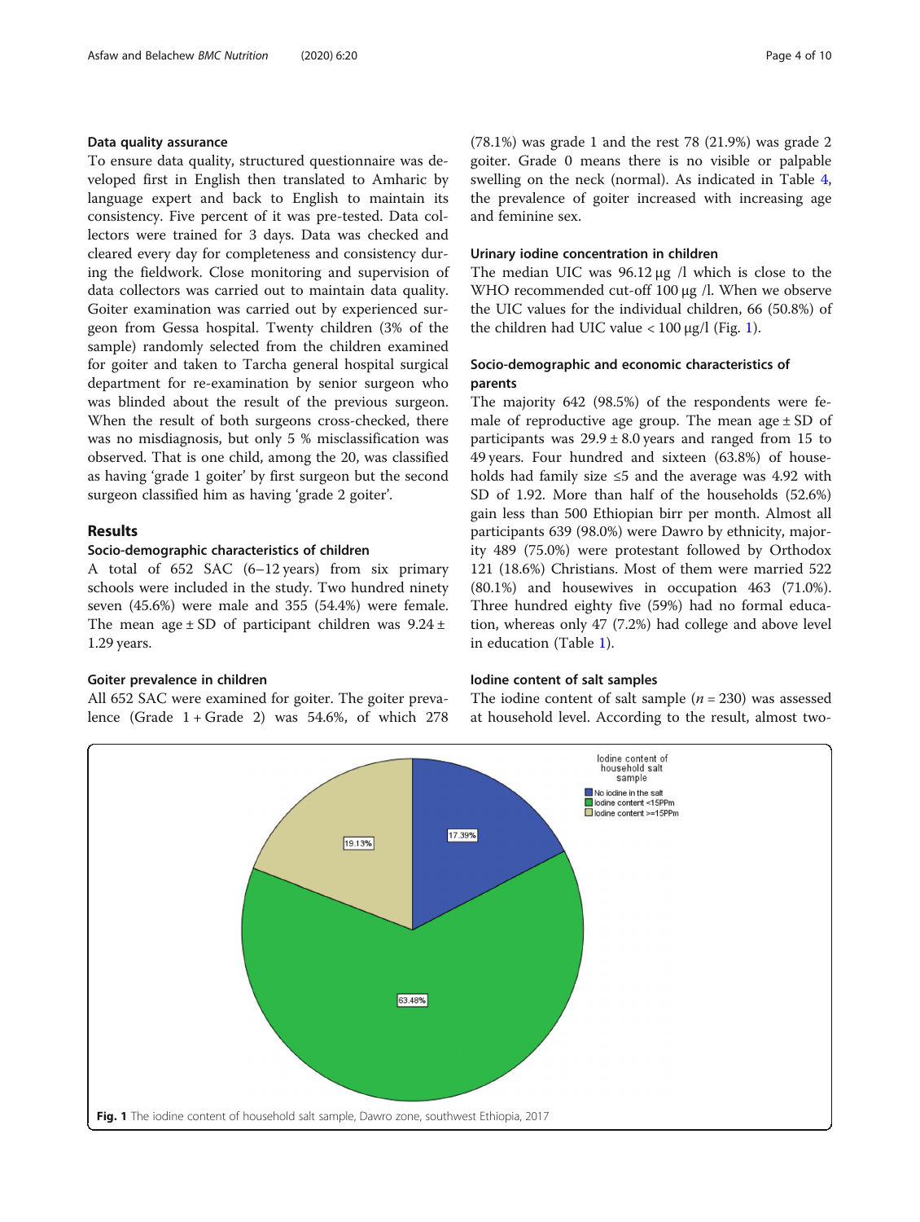### Data quality assurance

To ensure data quality, structured questionnaire was developed first in English then translated to Amharic by language expert and back to English to maintain its consistency. Five percent of it was pre-tested. Data collectors were trained for 3 days. Data was checked and cleared every day for completeness and consistency during the fieldwork. Close monitoring and supervision of data collectors was carried out to maintain data quality. Goiter examination was carried out by experienced surgeon from Gessa hospital. Twenty children (3% of the sample) randomly selected from the children examined for goiter and taken to Tarcha general hospital surgical department for re-examination by senior surgeon who was blinded about the result of the previous surgeon. When the result of both surgeons cross-checked, there was no misdiagnosis, but only 5 % misclassification was observed. That is one child, among the 20, was classified as having 'grade 1 goiter' by first surgeon but the second surgeon classified him as having 'grade 2 goiter'.

## Results

### Socio-demographic characteristics of children

A total of 652 SAC (6–12 years) from six primary schools were included in the study. Two hundred ninety seven (45.6%) were male and 355 (54.4%) were female. The mean age ± SD of participant children was 9.24 ± 1.29 years.

### Goiter prevalence in children

All 652 SAC were examined for goiter. The goiter prevalence (Grade 1 + Grade 2) was 54.6%, of which 278 (78.1%) was grade 1 and the rest 78 (21.9%) was grade 2 goiter. Grade 0 means there is no visible or palpable swelling on the neck (normal). As indicated in Table 4, the prevalence of goiter increased with increasing age and feminine sex.

### Urinary iodine concentration in children

The median UIC was 96.12 μg /l which is close to the WHO recommended cut-off 100 μg /l. When we observe the UIC values for the individual children, 66 (50.8%) of the children had UIC value < 100 μg/l (Fig. 1).

### Socio-demographic and economic characteristics of parents

The majority 642 (98.5%) of the respondents were female of reproductive age group. The mean age ± SD of participants was 29.9 ± 8.0 years and ranged from 15 to 49 years. Four hundred and sixteen (63.8%) of households had family size ≤5 and the average was 4.92 with SD of 1.92. More than half of the households (52.6%) gain less than 500 Ethiopian birr per month. Almost all participants 639 (98.0%) were Dawro by ethnicity, majority 489 (75.0%) were protestant followed by Orthodox 121 (18.6%) Christians. Most of them were married 522 (80.1%) and housewives in occupation 463 (71.0%). Three hundred eighty five (59%) had no formal education, whereas only 47 (7.2%) had college and above level in education (Table 1).

### Iodine content of salt samples

The iodine content of salt sample ($n = 230$) was assessed at household level. According to the result, almost two-

**Fig. 1** The iodine content of household salt sample, Dawro zone, southwest Ethiopia, 2017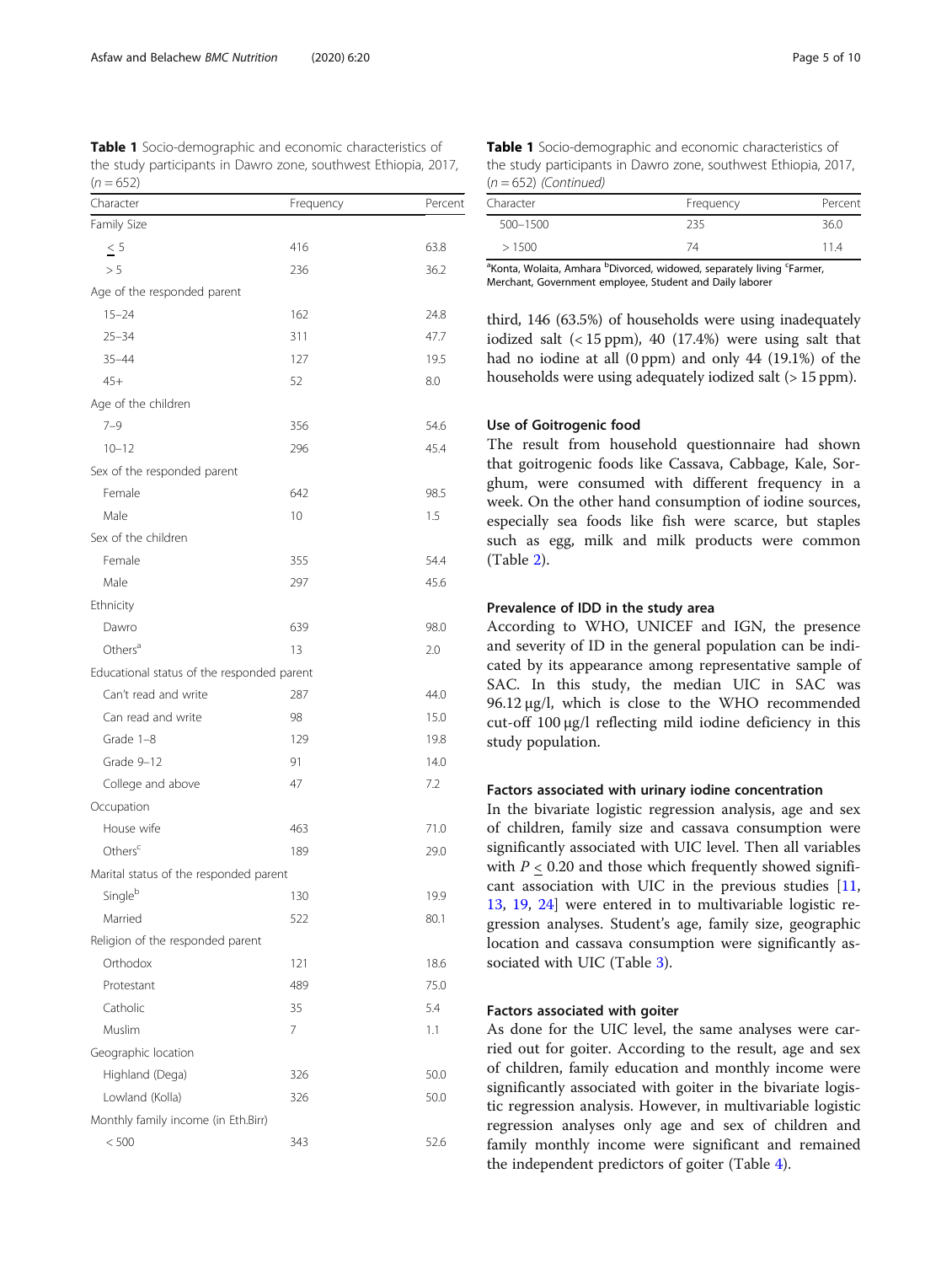**Table 1** Socio-demographic and economic characteristics of the study participants in Dawro zone, southwest Ethiopia, 2017, ($n = 652$)

| Character | Frequency | Percent |
|---|---|---|
| Family Size | | |
| ≤ 5 | 416 | 63.8 |
| > 5 | 236 | 36.2 |
| Age of the responded parent | | |
| 15–24 | 162 | 24.8 |
| 25–34 | 311 | 47.7 |
| 35–44 | 127 | 19.5 |
| 45+ | 52 | 8.0 |
| Age of the children | | |
| 7–9 | 356 | 54.6 |
| 10–12 | 296 | 45.4 |
| Sex of the responded parent | | |
| Female | 642 | 98.5 |
| Male | 10 | 1.5 |
| Sex of the children | | |
| Female | 355 | 54.4 |
| Male | 297 | 45.6 |
| Ethnicity | | |
| Dawro | 639 | 98.0 |
| Others[a] | 13 | 2.0 |
| Educational status of the responded parent | | |
| Can't read and write | 287 | 44.0 |
| Can read and write | 98 | 15.0 |
| Grade 1–8 | 129 | 19.8 |
| Grade 9–12 | 91 | 14.0 |
| College and above | 47 | 7.2 |
| Occupation | | |
| House wife | 463 | 71.0 |
| Others[c] | 189 | 29.0 |
| Marital status of the responded parent | | |
| Single[b] | 130 | 19.9 |
| Married | 522 | 80.1 |
| Religion of the responded parent | | |
| Orthodox | 121 | 18.6 |
| Protestant | 489 | 75.0 |
| Catholic | 35 | 5.4 |
| Muslim | 7 | 1.1 |
| Geographic location | | |
| Highland (Dega) | 326 | 50.0 |
| Lowland (Kolla) | 326 | 50.0 |
| Monthly family income (in Eth.Birr) | | |
| < 500 | 343 | 52.6 |
| 500–1500 | 235 | 36.0 |
| > 1500 | 74 | 11.4 |

[a]Konta, Wolaita, Amhara [b]Divorced, widowed, separately living [c]Farmer, Merchant, Government employee, Student and Daily laborer

third, 146 (63.5%) of households were using inadequately iodized salt (< 15 ppm), 40 (17.4%) were using salt that had no iodine at all (0 ppm) and only 44 (19.1%) of the households were using adequately iodized salt (> 15 ppm).

### Use of Goitrogenic food

The result from household questionnaire had shown that goitrogenic foods like Cassava, Cabbage, Kale, Sorghum, were consumed with different frequency in a week. On the other hand consumption of iodine sources, especially sea foods like fish were scarce, but staples such as egg, milk and milk products were common (Table 2).

### Prevalence of IDD in the study area

According to WHO, UNICEF and IGN, the presence and severity of ID in the general population can be indicated by its appearance among representative sample of SAC. In this study, the median UIC in SAC was 96.12 μg/l, which is close to the WHO recommended cut-off 100 μg/l reflecting mild iodine deficiency in this study population.

### Factors associated with urinary iodine concentration

In the bivariate logistic regression analysis, age and sex of children, family size and cassava consumption were significantly associated with UIC level. Then all variables with $P \leq 0.20$ and those which frequently showed significant association with UIC in the previous studies [11, 13, 19, 24] were entered in to multivariable logistic regression analyses. Student's age, family size, geographic location and cassava consumption were significantly associated with UIC (Table 3).

### Factors associated with goiter

As done for the UIC level, the same analyses were carried out for goiter. According to the result, age and sex of children, family education and monthly income were significantly associated with goiter in the bivariate logistic regression analysis. However, in multivariable logistic regression analyses only age and sex of children and family monthly income were significant and remained the independent predictors of goiter (Table 4).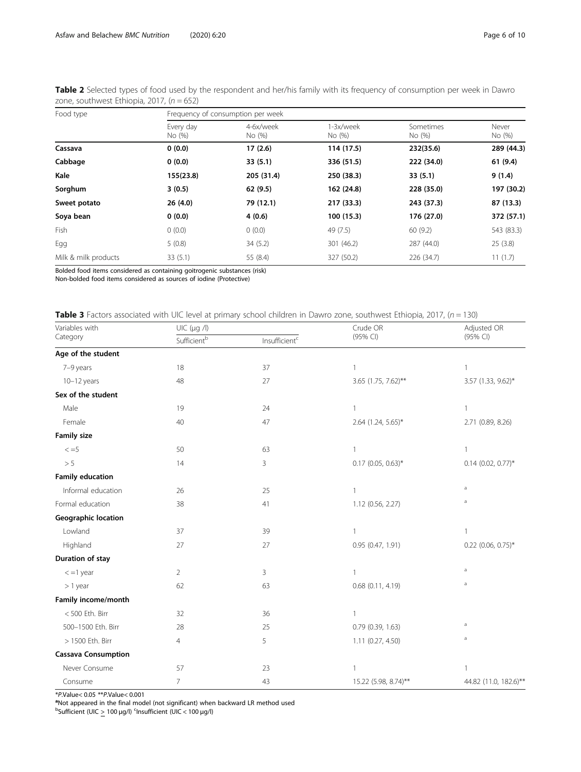**Table 2** Selected types of food used by the respondent and her/his family with its frequency of consumption per week in Dawro zone, southwest Ethiopia, 2017, ($n = 652$)

| Food type | Frequency of consumption per week | | | | |
|---|---|---|---|---|---|
| | Every day No (%) | 4-6x/week No (%) | 1-3x/week No (%) | Sometimes No (%) | Never No (%) |
| **Cassava** | **0 (0.0)** | **17 (2.6)** | **114 (17.5)** | **232(35.6)** | **289 (44.3)** |
| **Cabbage** | **0 (0.0)** | **33 (5.1)** | **336 (51.5)** | **222 (34.0)** | **61 (9.4)** |
| **Kale** | **155(23.8)** | **205 (31.4)** | **250 (38.3)** | **33 (5.1)** | **9 (1.4)** |
| **Sorghum** | **3 (0.5)** | **62 (9.5)** | **162 (24.8)** | **228 (35.0)** | **197 (30.2)** |
| **Sweet potato** | **26 (4.0)** | **79 (12.1)** | **217 (33.3)** | **243 (37.3)** | **87 (13.3)** |
| **Soya bean** | **0 (0.0)** | **4 (0.6)** | **100 (15.3)** | **176 (27.0)** | **372 (57.1)** |
| Fish | 0 (0.0) | 0 (0.0) | 49 (7.5) | 60 (9.2) | 543 (83.3) |
| Egg | 5 (0.8) | 34 (5.2) | 301 (46.2) | 287 (44.0) | 25 (3.8) |
| Milk & milk products | 33 (5.1) | 55 (8.4) | 327 (50.2) | 226 (34.7) | 11 (1.7) |

Bolded food items considered as containing goitrogenic substances (risk)
Non-bolded food items considered as sources of iodine (Protective)

**Table 3** Factors associated with UIC level at primary school children in Dawro zone, southwest Ethiopia, 2017, ($n = 130$)

| Variables with Category | UIC (μg /l) | | Crude OR (95% CI) | Adjusted OR (95% CI) |
|---|---|---|---|---|
| | Sufficient[b] | Insufficient[c] | | |
| **Age of the student** | | | | |
| 7–9 years | 18 | 37 | 1 | 1 |
| 10–12 years | 48 | 27 | 3.65 (1.75, 7.62)** | 3.57 (1.33, 9.62)* |
| **Sex of the student** | | | | |
| Male | 19 | 24 | 1 | 1 |
| Female | 40 | 47 | 2.64 (1.24, 5.65)* | 2.71 (0.89, 8.26) |
| **Family size** | | | | |
| < =5 | 50 | 63 | 1 | 1 |
| > 5 | 14 | 3 | 0.17 (0.05, 0.63)* | 0.14 (0.02, 0.77)* |
| **Family education** | | | | |
| Informal education | 26 | 25 | 1 | a |
| Formal education | 38 | 41 | 1.12 (0.56, 2.27) | a |
| **Geographic location** | | | | |
| Lowland | 37 | 39 | 1 | 1 |
| Highland | 27 | 27 | 0.95 (0.47, 1.91) | 0.22 (0.06, 0.75)* |
| **Duration of stay** | | | | |
| < =1 year | 2 | 3 | 1 | a |
| > 1 year | 62 | 63 | 0.68 (0.11, 4.19) | a |
| **Family income/month** | | | | |
| < 500 Eth. Birr | 32 | 36 | 1 | |
| 500–1500 Eth. Birr | 28 | 25 | 0.79 (0.39, 1.63) | a |
| > 1500 Eth. Birr | 4 | 5 | 1.11 (0.27, 4.50) | a |
| **Cassava Consumption** | | | | |
| Never Consume | 57 | 23 | 1 | 1 |
| Consume | 7 | 43 | 15.22 (5.98, 8.74)** | 44.82 (11.0, 182.6)** |

*P.Value< 0.05 **P.Value< 0.001
[a]Not appeared in the final model (not significant) when backward LR method used
[b]Sufficient (UIC ≥ 100 μg/l) [c]Insufficient (UIC < 100 μg/l)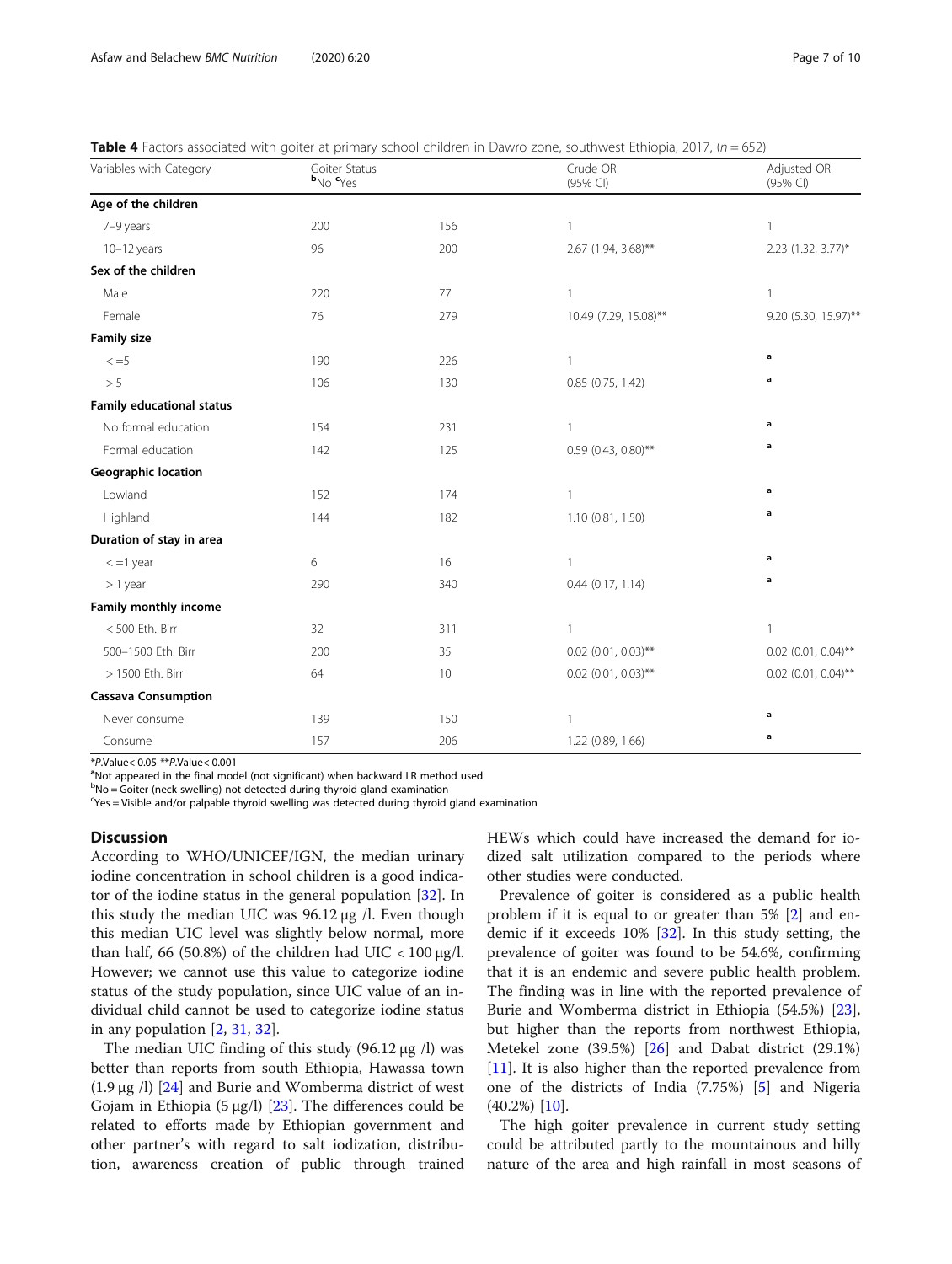**Table 4** Factors associated with goiter at primary school children in Dawro zone, southwest Ethiopia, 2017, ($n = 652$)

| Variables with Category | Goiter Status [b]No | [c]Yes | Crude OR (95% CI) | Adjusted OR (95% CI) |
|---|---|---|---|---|
| **Age of the children** | | | | |
| 7–9 years | 200 | 156 | 1 | 1 |
| 10–12 years | 96 | 200 | 2.67 (1.94, 3.68)** | 2.23 (1.32, 3.77)* |
| **Sex of the children** | | | | |
| Male | 220 | 77 | 1 | 1 |
| Female | 76 | 279 | 10.49 (7.29, 15.08)** | 9.20 (5.30, 15.97)** |
| **Family size** | | | | |
| < =5 | 190 | 226 | 1 | a |
| > 5 | 106 | 130 | 0.85 (0.75, 1.42) | a |
| **Family educational status** | | | | |
| No formal education | 154 | 231 | 1 | a |
| Formal education | 142 | 125 | 0.59 (0.43, 0.80)** | a |
| **Geographic location** | | | | |
| Lowland | 152 | 174 | 1 | a |
| Highland | 144 | 182 | 1.10 (0.81, 1.50) | a |
| **Duration of stay in area** | | | | |
| < =1 year | 6 | 16 | 1 | a |
| > 1 year | 290 | 340 | 0.44 (0.17, 1.14) | a |
| **Family monthly income** | | | | |
| < 500 Eth. Birr | 32 | 311 | 1 | 1 |
| 500–1500 Eth. Birr | 200 | 35 | 0.02 (0.01, 0.03)** | 0.02 (0.01, 0.04)** |
| > 1500 Eth. Birr | 64 | 10 | 0.02 (0.01, 0.03)** | 0.02 (0.01, 0.04)** |
| **Cassava Consumption** | | | | |
| Never consume | 139 | 150 | 1 | a |
| Consume | 157 | 206 | 1.22 (0.89, 1.66) | a |

*P.Value< 0.05 **P.Value< 0.001

[a]Not appeared in the final model (not significant) when backward LR method used

[b]No = Goiter (neck swelling) not detected during thyroid gland examination

[c]Yes = Visible and/or palpable thyroid swelling was detected during thyroid gland examination

## Discussion

According to WHO/UNICEF/IGN, the median urinary iodine concentration in school children is a good indicator of the iodine status in the general population [32]. In this study the median UIC was 96.12 μg /l. Even though this median UIC level was slightly below normal, more than half, 66 (50.8%) of the children had UIC < 100 μg/l. However; we cannot use this value to categorize iodine status of the study population, since UIC value of an individual child cannot be used to categorize iodine status in any population [2, 31, 32].

The median UIC finding of this study (96.12 μg /l) was better than reports from south Ethiopia, Hawassa town (1.9 μg /l) [24] and Burie and Womberma district of west Gojam in Ethiopia (5 μg/l) [23]. The differences could be related to efforts made by Ethiopian government and other partner's with regard to salt iodization, distribution, awareness creation of public through trained HEWs which could have increased the demand for iodized salt utilization compared to the periods where other studies were conducted.

Prevalence of goiter is considered as a public health problem if it is equal to or greater than 5% [2] and endemic if it exceeds 10% [32]. In this study setting, the prevalence of goiter was found to be 54.6%, confirming that it is an endemic and severe public health problem. The finding was in line with the reported prevalence of Burie and Womberma district in Ethiopia (54.5%) [23], but higher than the reports from northwest Ethiopia, Metekel zone (39.5%) [26] and Dabat district (29.1%) [11]. It is also higher than the reported prevalence from one of the districts of India (7.75%) [5] and Nigeria (40.2%) [10].

The high goiter prevalence in current study setting could be attributed partly to the mountainous and hilly nature of the area and high rainfall in most seasons of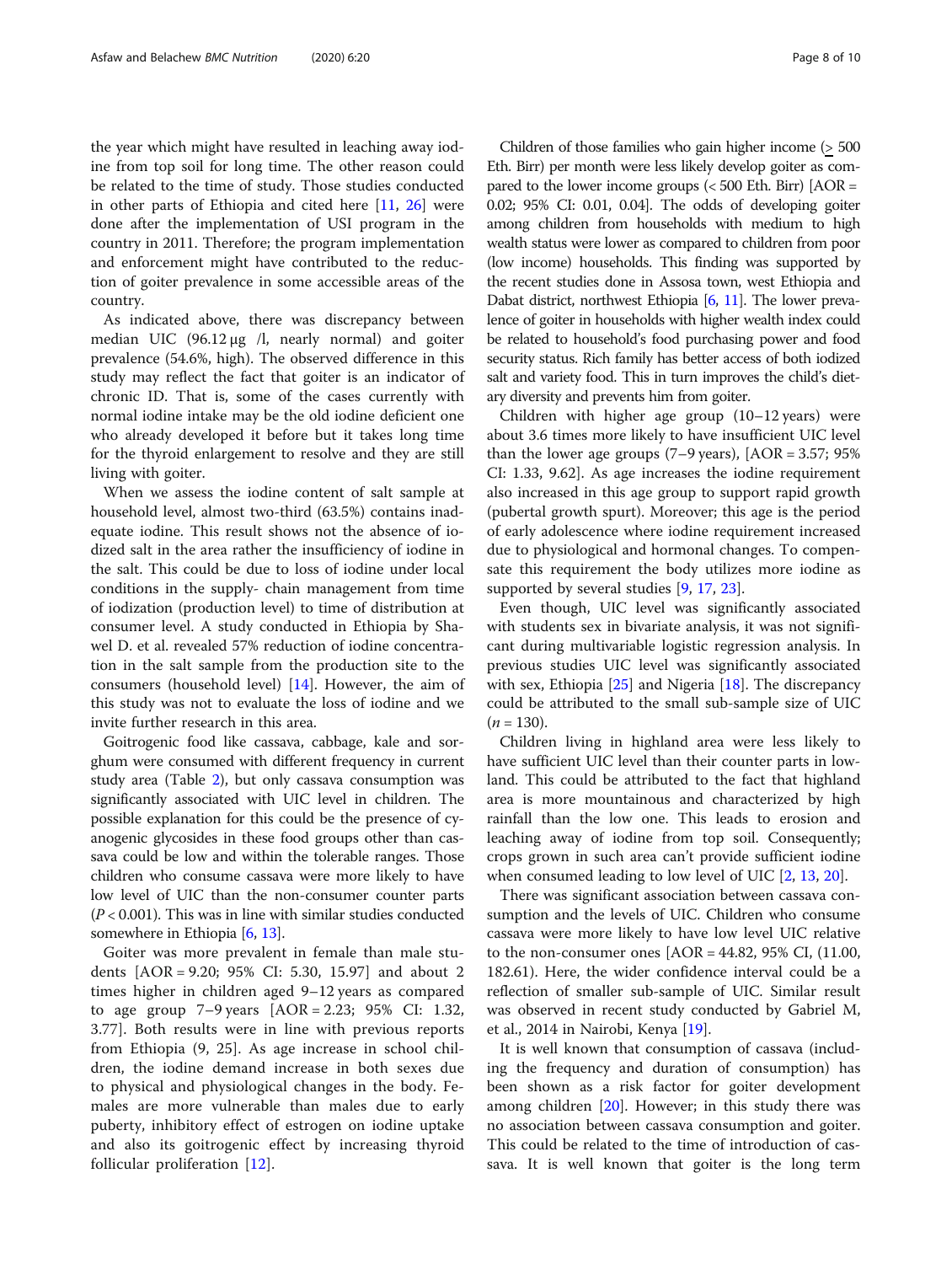the year which might have resulted in leaching away iodine from top soil for long time. The other reason could be related to the time of study. Those studies conducted in other parts of Ethiopia and cited here [11, 26] were done after the implementation of USI program in the country in 2011. Therefore; the program implementation and enforcement might have contributed to the reduction of goiter prevalence in some accessible areas of the country.

As indicated above, there was discrepancy between median UIC (96.12 μg /l, nearly normal) and goiter prevalence (54.6%, high). The observed difference in this study may reflect the fact that goiter is an indicator of chronic ID. That is, some of the cases currently with normal iodine intake may be the old iodine deficient one who already developed it before but it takes long time for the thyroid enlargement to resolve and they are still living with goiter.

When we assess the iodine content of salt sample at household level, almost two-third (63.5%) contains inadequate iodine. This result shows not the absence of iodized salt in the area rather the insufficiency of iodine in the salt. This could be due to loss of iodine under local conditions in the supply- chain management from time of iodization (production level) to time of distribution at consumer level. A study conducted in Ethiopia by Shawel D. et al. revealed 57% reduction of iodine concentration in the salt sample from the production site to the consumers (household level) [14]. However, the aim of this study was not to evaluate the loss of iodine and we invite further research in this area.

Goitrogenic food like cassava, cabbage, kale and sorghum were consumed with different frequency in current study area (Table 2), but only cassava consumption was significantly associated with UIC level in children. The possible explanation for this could be the presence of cyanogenic glycosides in these food groups other than cassava could be low and within the tolerable ranges. Those children who consume cassava were more likely to have low level of UIC than the non-consumer counter parts ($P < 0.001$). This was in line with similar studies conducted somewhere in Ethiopia [6, 13].

Goiter was more prevalent in female than male students [AOR = 9.20; 95% CI: 5.30, 15.97] and about 2 times higher in children aged 9–12 years as compared to age group 7–9 years [AOR = 2.23; 95% CI: 1.32, 3.77]. Both results were in line with previous reports from Ethiopia (9, 25]. As age increase in school children, the iodine demand increase in both sexes due to physical and physiological changes in the body. Females are more vulnerable than males due to early puberty, inhibitory effect of estrogen on iodine uptake and also its goitrogenic effect by increasing thyroid follicular proliferation [12].

Children of those families who gain higher income (≥ 500 Eth. Birr) per month were less likely develop goiter as compared to the lower income groups (< 500 Eth. Birr) [AOR = 0.02; 95% CI: 0.01, 0.04]. The odds of developing goiter among children from households with medium to high wealth status were lower as compared to children from poor (low income) households. This finding was supported by the recent studies done in Assosa town, west Ethiopia and Dabat district, northwest Ethiopia [6, 11]. The lower prevalence of goiter in households with higher wealth index could be related to household's food purchasing power and food security status. Rich family has better access of both iodized salt and variety food. This in turn improves the child's dietary diversity and prevents him from goiter.

Children with higher age group (10–12 years) were about 3.6 times more likely to have insufficient UIC level than the lower age groups (7–9 years), [AOR = 3.57; 95% CI: 1.33, 9.62]. As age increases the iodine requirement also increased in this age group to support rapid growth (pubertal growth spurt). Moreover; this age is the period of early adolescence where iodine requirement increased due to physiological and hormonal changes. To compensate this requirement the body utilizes more iodine as supported by several studies [9, 17, 23].

Even though, UIC level was significantly associated with students sex in bivariate analysis, it was not significant during multivariable logistic regression analysis. In previous studies UIC level was significantly associated with sex, Ethiopia [25] and Nigeria [18]. The discrepancy could be attributed to the small sub-sample size of UIC ($n = 130$).

Children living in highland area were less likely to have sufficient UIC level than their counter parts in lowland. This could be attributed to the fact that highland area is more mountainous and characterized by high rainfall than the low one. This leads to erosion and leaching away of iodine from top soil. Consequently; crops grown in such area can't provide sufficient iodine when consumed leading to low level of UIC [2, 13, 20].

There was significant association between cassava consumption and the levels of UIC. Children who consume cassava were more likely to have low level UIC relative to the non-consumer ones [AOR = 44.82, 95% CI, (11.00, 182.61). Here, the wider confidence interval could be a reflection of smaller sub-sample of UIC. Similar result was observed in recent study conducted by Gabriel M, et al., 2014 in Nairobi, Kenya [19].

It is well known that consumption of cassava (including the frequency and duration of consumption) has been shown as a risk factor for goiter development among children [20]. However; in this study there was no association between cassava consumption and goiter. This could be related to the time of introduction of cassava. It is well known that goiter is the long term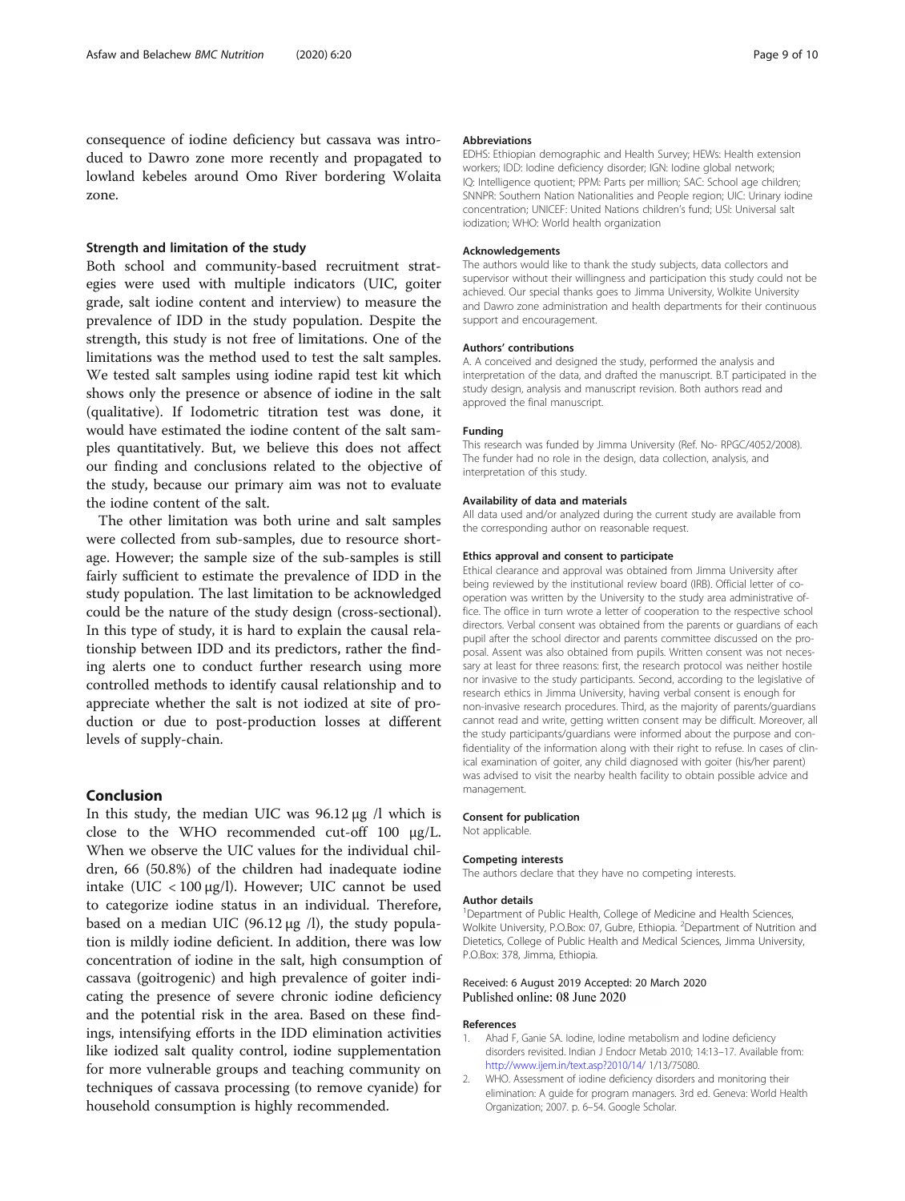consequence of iodine deficiency but cassava was introduced to Dawro zone more recently and propagated to lowland kebeles around Omo River bordering Wolaita zone.

### Strength and limitation of the study

Both school and community-based recruitment strategies were used with multiple indicators (UIC, goiter grade, salt iodine content and interview) to measure the prevalence of IDD in the study population. Despite the strength, this study is not free of limitations. One of the limitations was the method used to test the salt samples. We tested salt samples using iodine rapid test kit which shows only the presence or absence of iodine in the salt (qualitative). If Iodometric titration test was done, it would have estimated the iodine content of the salt samples quantitatively. But, we believe this does not affect our finding and conclusions related to the objective of the study, because our primary aim was not to evaluate the iodine content of the salt.

The other limitation was both urine and salt samples were collected from sub-samples, due to resource shortage. However; the sample size of the sub-samples is still fairly sufficient to estimate the prevalence of IDD in the study population. The last limitation to be acknowledged could be the nature of the study design (cross-sectional). In this type of study, it is hard to explain the causal relationship between IDD and its predictors, rather the finding alerts one to conduct further research using more controlled methods to identify causal relationship and to appreciate whether the salt is not iodized at site of production or due to post-production losses at different levels of supply-chain.

## Conclusion

In this study, the median UIC was 96.12 μg /l which is close to the WHO recommended cut-off 100 μg/L. When we observe the UIC values for the individual children, 66 (50.8%) of the children had inadequate iodine intake (UIC < 100 μg/l). However; UIC cannot be used to categorize iodine status in an individual. Therefore, based on a median UIC (96.12 μg /l), the study population is mildly iodine deficient. In addition, there was low concentration of iodine in the salt, high consumption of cassava (goitrogenic) and high prevalence of goiter indicating the presence of severe chronic iodine deficiency and the potential risk in the area. Based on these findings, intensifying efforts in the IDD elimination activities like iodized salt quality control, iodine supplementation for more vulnerable groups and teaching community on techniques of cassava processing (to remove cyanide) for household consumption is highly recommended.

#### Abbreviations

EDHS: Ethiopian demographic and Health Survey; HEWs: Health extension workers; IDD: Iodine deficiency disorder; IGN: Iodine global network; IQ: Intelligence quotient; PPM: Parts per million; SAC: School age children; SNNPR: Southern Nation Nationalities and People region; UIC: Urinary iodine concentration; UNICEF: United Nations children's fund; USI: Universal salt iodization; WHO: World health organization

#### Acknowledgements

The authors would like to thank the study subjects, data collectors and supervisor without their willingness and participation this study could not be achieved. Our special thanks goes to Jimma University, Wolkite University and Dawro zone administration and health departments for their continuous support and encouragement.

#### Authors' contributions

A. A conceived and designed the study, performed the analysis and interpretation of the data, and drafted the manuscript. B.T participated in the study design, analysis and manuscript revision. Both authors read and approved the final manuscript.

#### Funding

This research was funded by Jimma University (Ref. No- RPGC/4052/2008). The funder had no role in the design, data collection, analysis, and interpretation of this study.

#### Availability of data and materials

All data used and/or analyzed during the current study are available from the corresponding author on reasonable request.

#### Ethics approval and consent to participate

Ethical clearance and approval was obtained from Jimma University after being reviewed by the institutional review board (IRB). Official letter of co-operation was written by the University to the study area administrative office. The office in turn wrote a letter of cooperation to the respective school directors. Verbal consent was obtained from the parents or guardians of each pupil after the school director and parents committee discussed on the proposal. Assent was also obtained from pupils. Written consent was not necessary at least for three reasons: first, the research protocol was neither hostile nor invasive to the study participants. Second, according to the legislative of research ethics in Jimma University, having verbal consent is enough for non-invasive research procedures. Third, as the majority of parents/guardians cannot read and write, getting written consent may be difficult. Moreover, all the study participants/guardians were informed about the purpose and confidentiality of the information along with their right to refuse. In cases of clinical examination of goiter, any child diagnosed with goiter (his/her parent) was advised to visit the nearby health facility to obtain possible advice and management.

#### Consent for publication

Not applicable.

#### Competing interests

The authors declare that they have no competing interests.

#### Author details

[1]Department of Public Health, College of Medicine and Health Sciences, Wolkite University, P.O.Box: 07, Gubre, Ethiopia. [2]Department of Nutrition and Dietetics, College of Public Health and Medical Sciences, Jimma University, P.O.Box: 378, Jimma, Ethiopia.

Received: 6 August 2019 Accepted: 20 March 2020
Published online: 08 June 2020

#### References

1. Ahad F, Ganie SA. Iodine, Iodine metabolism and Iodine deficiency disorders revisited. Indian J Endocr Metab 2010; 14:13–17. Available from: http://www.ijem.in/text.asp?2010/14/ 1/13/75080.
2. WHO. Assessment of iodine deficiency disorders and monitoring their elimination: A guide for program managers. 3rd ed. Geneva: World Health Organization; 2007. p. 6–54. Google Scholar.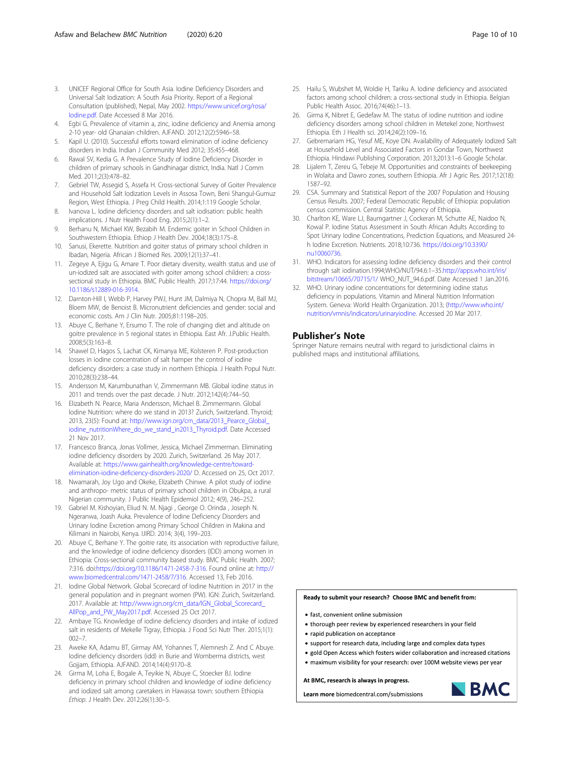3. UNICEF Regional Office for South Asia. Iodine Deficiency Disorders and Universal Salt Iodization: A South Asia Priority. Report of a Regional Consultation (published), Nepal, May 2002. https://www.unicef.org/rosa/Iodine.pdf. Date Accessed 8 Mar 2016.
4. Egbi G. Prevalence of vitamin a, zinc, iodine deficiency and Anemia among 2-10 year- old Ghanaian children. AJFAND. 2012;12(2):5946–58.
5. Kapil U. (2010). Successful efforts toward elimination of iodine deficiency disorders in India. Indian J Community Med 2012; 35:455–468.
6. Rawal SV, Kedia G. A Prevalence Study of Iodine Deficiency Disorder in children of primary schools in Gandhinagar district, India. Natl J Comm Med. 2011;2(3):478–82.
7. Gebriel TW, Assegid S, Assefa H. Cross-sectional Survey of Goiter Prevalence and Household Salt Iodization Levels in Assosa Town, Beni Shangul-Gumuz Region, West Ethiopia. J Preg Child Health. 2014;1:119 Google Scholar.
8. Ivanova L. Iodine deficiency disorders and salt iodisation: public health implications. J Nutr Health Food Eng. 2015;2(1):1–2.
9. Berhanu N, Michael KW, Bezabih M. Endemic goiter in School Children in Southwestern Ethiopia. Ethiop J Health Dev. 2004;18(3):175–8.
10. Sanusi, Ekerette. Nutrition and goiter status of primary school children in Ibadan, Nigeria. African J Biomed Res. 2009;12(1):37–41.
11. Zegeye A, Ejigu G, Amare T. Poor dietary diversity, wealth status and use of un-iodized salt are associated with goiter among school children: a cross-sectional study in Ethiopia. BMC Public Health. 2017;17:44. https://doi.org/10.1186/s12889-016-3914.
12. Darnton-Hill I, Webb P, Harvey PWJ, Hunt JM, Dalmiya N, Chopra M, Ball MJ, Bloem MW, de Benoist B. Micronutrient deficiencies and gender: social and economic costs. Am J Clin Nutr. 2005;81:1198–205.
13. Abuye C, Berhane Y, Ersumo T. The role of changing diet and altitude on goitre prevalence in 5 regional states in Ethiopia. East Afr. J.Public Health. 2008;5(3):163–8.
14. Shawel D, Hagos S, Lachat CK, Kimanya ME, Kolsteren P. Post-production losses in iodine concentration of salt hamper the control of iodine deficiency disorders: a case study in northern Ethiopia. J Health Popul Nutr. 2010;28(3):238–44.
15. Andersson M, Karumbunathan V, Zimmermann MB. Global iodine status in 2011 and trends over the past decade. J Nutr. 2012;142(4):744–50.
16. Elizabeth N. Pearce, Maria Andersson, Michael B. Zimmermann. Global Iodine Nutrition: where do we stand in 2013? Zurich, Switzerland. Thyroid; 2013, 23(5): Found at: http://www.ign.org/cm_data/2013_Pearce_Global_iodine_nutritionWhere_do_we_stand_in2013_Thyroid.pdf. Date Accessed 21 Nov 2017.
17. Francesco Branca, Jonas Vollmer, Jessica, Michael Zimmerman. Eliminating iodine deficiency disorders by 2020. Zurich, Switzerland. 26 May 2017. Available at: https://www.gainhealth.org/knowledge-centre/toward-elimination-iodine-deficiency-disorders-2020/ D. Accessed on 25, Oct 2017.
18. Nwamarah, Joy Ugo and Okeke, Elizabeth Chinwe. A pilot study of iodine and anthropo- metric status of primary school children in Obukpa, a rural Nigerian community. J Public Health Epidemiol 2012; 4(9), 246–252.
19. Gabriel M. Kishoyian, Eliud N. M. Njagi , George O. Orinda , Joseph N. Ngeranwa, Joash Auka. Prevalence of Iodine Deficiency Disorders and Urinary Iodine Excretion among Primary School Children in Makina and Kilimani in Nairobi, Kenya. IJIRD. 2014; 3(4), 199–203.
20. Abuye C, Berhane Y. The goitre rate, its association with reproductive failure, and the knowledge of iodine deficiency disorders (IDD) among women in Ethiopia: Cross-sectional community based study. BMC Public Health. 2007; 7:316. doi:https://doi.org/10.1186/1471-2458-7-316. Found online at: http://www.biomedcentral.com/1471-2458/7/316. Accessed 13, Feb 2016.
21. Iodine Global Network. Global Scorecard of Iodine Nutrition in 2017 in the general population and in pregnant women (PW). IGN: Zurich, Switzerland. 2017. Available at: http://www.ign.org/cm_data/IGN_Global_Scorecard_AllPop_and_PW_May2017.pdf. Accessed 25 Oct 2017.
22. Ambaye TG. Knowledge of iodine deficiency disorders and intake of iodized salt in residents of Mekelle Tigray, Ethiopia. J Food Sci Nutr Ther. 2015;1(1):002–7.
23. Aweke KA, Adamu BT, Girmay AM, Yohannes T, Alemnesh Z. And C Abuye. Iodine deficiency disorders (idd) in Burie and Womberma districts, west Gojjam, Ethiopia. AJFAND. 2014;14(4):9170–8.
24. Girma M, Loha E, Bogale A, Teyikie N, Abuye C, Stoecker BJ. Iodine deficiency in primary school children and knowledge of iodine deficiency and iodized salt among caretakers in Hawassa town: southern Ethiopia *Ethiop*. J Health Dev. 2012;26(1):30–5.
25. Hailu S, Wubshet M, Woldie H, Tariku A. Iodine deficiency and associated factors among school children: a cross-sectional study in Ethiopia. Belgian Public Health Assoc. 2016;74(46):1–13.
26. Girma K, Nibret E, Gedefaw M. The status of iodine nutrition and iodine deficiency disorders among school children in Metekel zone, Northwest Ethiopia. Eth J Health sci. 2014;24(2):109–16.
27. Gebremariam HG, Yesuf ME, Koye DN. Availability of Adequately Iodized Salt at Household Level and Associated Factors in Gondar Town, Northwest Ethiopia. Hindawi Publishing Corporation. 2013;2013:1–6 Google Scholar.
28. Lijalem T, Zereu G, Tebeje M. Opportunities and constraints of beekeeping in Wolaita and Dawro zones, southern Ethiopia. Afr J Agric Res. 2017;12(18):1587–92.
29. CSA. Summary and Statistical Report of the 2007 Population and Housing Census Results. 2007; Federal Democratic Republic of Ethiopia: population census commission. Central Statistic Agency of Ethiopia.
30. Charlton KE, Ware LJ, Baumgartner J, Cockeran M, Schutte AE, Naidoo N, Kowal P. Iodine Status Assessment in South African Adults According to Spot Urinary Iodine Concentrations, Prediction Equations, and Measured 24-h Iodine Excretion. Nutrients. 2018;10:736. https://doi.org/10.3390/nu10060736.
31. WHO. Indicators for assessing Iodine deficiency disorders and their control through salt iodination.1994;WHO/NUT/94.6:1–35.http://apps.who.int/iris/bitstream/10665/70715/1/ WHO_NUT_94.6.pdf. Date Accessed 1 Jan.2016.
32. WHO. Urinary iodine concentrations for determining iodine status deficiency in populations. Vitamin and Mineral Nutrition Information System. Geneva: World Health Organization. 2013; (http://www.who.int/nutrition/vmnis/indicators/urinaryiodine. Accessed 20 Mar 2017.

## Publisher's Note

Springer Nature remains neutral with regard to jurisdictional claims in published maps and institutional affiliations.

**Ready to submit your research? Choose BMC and benefit from:**

- fast, convenient online submission
- thorough peer review by experienced researchers in your field
- rapid publication on acceptance
- support for research data, including large and complex data types
- gold Open Access which fosters wider collaboration and increased citations
- maximum visibility for your research: over 100M website views per year

**At BMC, research is always in progress.**

**Learn more** biomedcentral.com/submissions

BMC